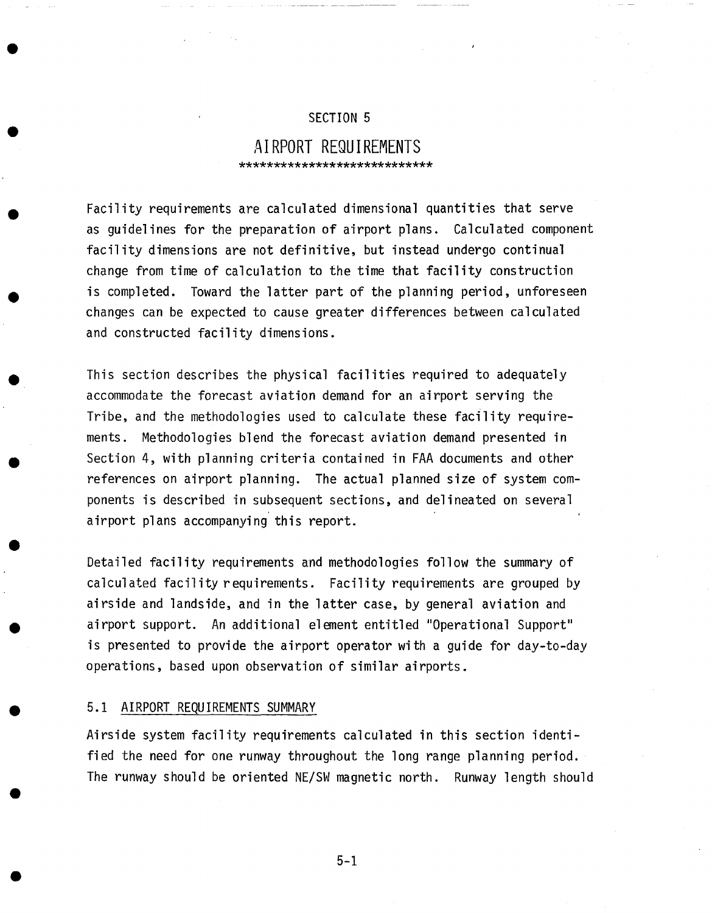# SECTION 5

# AIRPORT REQUIREMENTS

***************************

Facility requirements are calculated dimensional quantities that serve as guidelines for the preparation of airport plans. Calculated component facility dimensions are not definitive, but instead undergo continual change from time of calculation to the time that facility construction is completed. Toward the latter part of the planning period, unforeseen changes can be expected to cause greater differences between calculated and constructed facility dimensions.

This section describes the physical facilities required to adequately accommodate the forecast aviation demand for an airport serving the Tribe, and the methodologies used to calculate these facility requirements. Methodologies blend the forecast aviation demand presented in Section 4, with planning criteria contained in FAA documents and other references on airport planning. The actual planned size of system components is described in subsequent sections, and delineated on several airport plans accompanying this report.

Detailed facility requirements and methodologies follow the summary of calculated facility requirements. Facility requirements are grouped by airside and landside, and in the latter case, by general aviation and airport support. An additional element entitled "Operational Support" is presented to provide the airport operator with a guide for day-to-day operations, based upon observation of similar airports.

## 5.1 AIRPORT REQUIREMENTS SUMMARY

Airside system facility requirements calculated in this section identified the need for one runway throughout the long range planning period. The runway should be oriented NE/SW magnetic north. Runway length should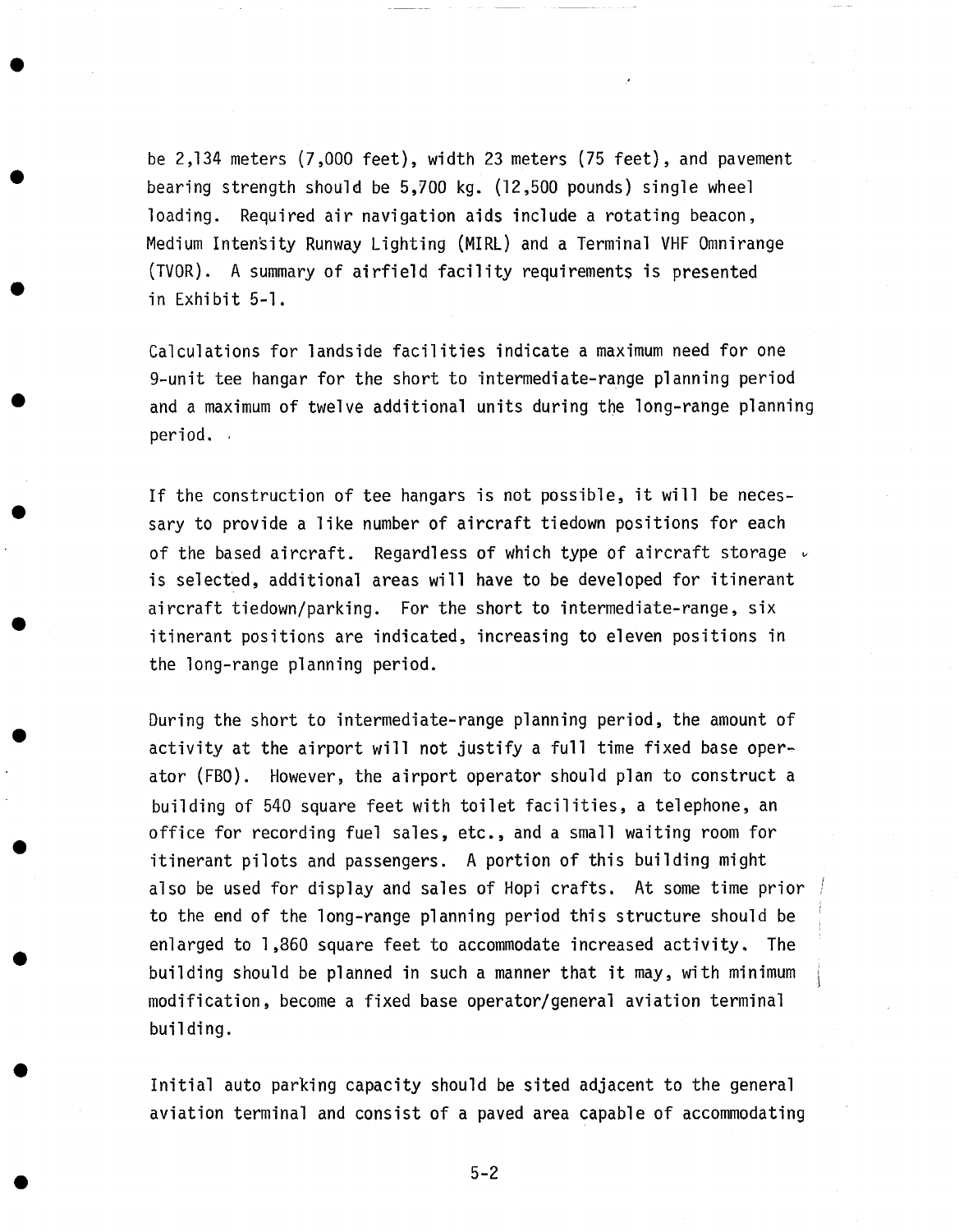be 2,134 meters (7,000 feet), width 23 meters (75 feet), and pavement bearing strength should be 5,700 kg. (12,500 pounds) single wheel loading. Required air navigation aids include a rotating beacon, Medium Intensity Runway Lighting (MIRL) and a Terminal VHF Omnirange (TVOR). A summary of airfield facility requirements is presented in Exhibit 5-1.

Calculations for landside facilities indicate a maximum need for one 9-unit tee hangar for the short to intermediate-range planning period and a maximum of twelve additional units during the long-range planning period.

If the construction of tee hangars is not possible, it will be necessary to provide a like number of aircraft tiedown positions for each of the based aircraft. Regardless of which type of aircraft storage is selected, additional areas will have to be developed for itinerant aircraft tiedown/parking. For the short to intermediate-range, six itinerant positions are indicated, increasing to eleven positions in the long-range planning period.

During the short to intermediate-range planning period, the amount of activity at the airport will not justify a full time fixed base operator (FBO). However, the airport operator should plan to construct a building of 540 square feet with toilet facilities, a telephone, an office for recording fuel sales, etc., and a small waiting room for itinerant pilots and passengers. A portion of this building might also be used for display and sales of Hopi crafts. At some time prior to the end of the long-range planning period this structure should be enlarged to 1,860 square feet to accommodate increased activity. The building should be planned in such a manner that it may, with minimum modification, become a fixed base operator/general aviation terminal building.

Initial auto parking capacity should be sited adjacent to the general aviation terminal and consist of a paved area capable of accommodating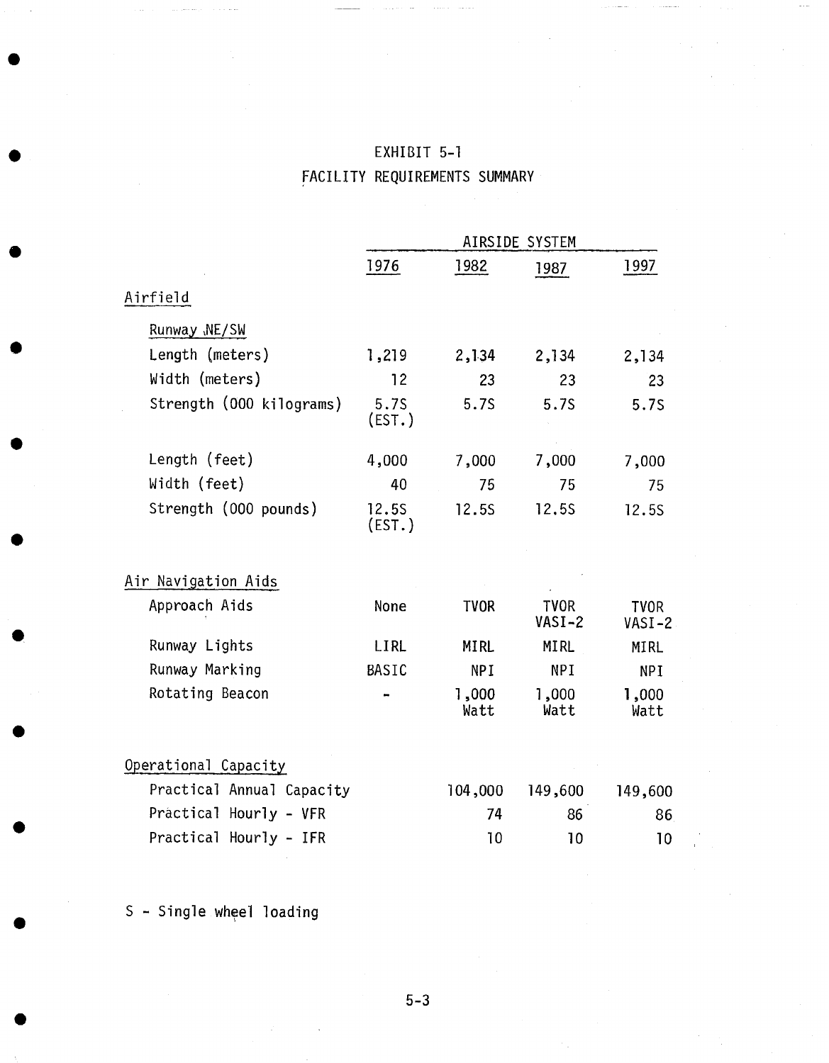# EXHIBIT 5-1

## FACILITY REQUIREMENTS SUMMARY

| | AIRSIDE SYSTEM | | | |
|---|---|---|---|---|
| | 1976 | 1982 | 1987 | 1997 |
| **Airfield** | | | | |
| Runway NE/SW | | | | |
| Length (meters) | 1,219 | 2,134 | 2,134 | 2,134 |
| Width (meters) | 12 | 23 | 23 | 23 |
| Strength (000 kilograms) | 5.7S (EST.) | 5.7S | 5.7S | 5.7S |
| Length (feet) | 4,000 | 7,000 | 7,000 | 7,000 |
| Width (feet) | 40 | 75 | 75 | 75 |
| Strength (000 pounds) | 12.5S (EST.) | 12.5S | 12.5S | 12.5S |
| **Air Navigation Aids** | | | | |
| Approach Aids | None | TVOR | TVOR VASI-2 | TVOR VASI-2 |
| Runway Lights | LIRL | MIRL | MIRL | MIRL |
| Runway Marking | BASIC | NPI | NPI | NPI |
| Rotating Beacon | - | 1,000 Watt | 1,000 Watt | 1,000 Watt |
| **Operational Capacity** | | | | |
| Practical Annual Capacity | | 104,000 | 149,600 | 149,600 |
| Practical Hourly - VFR | | 74 | 86 | 86 |
| Practical Hourly - IFR | | 10 | 10 | 10 |

S - Single wheel loading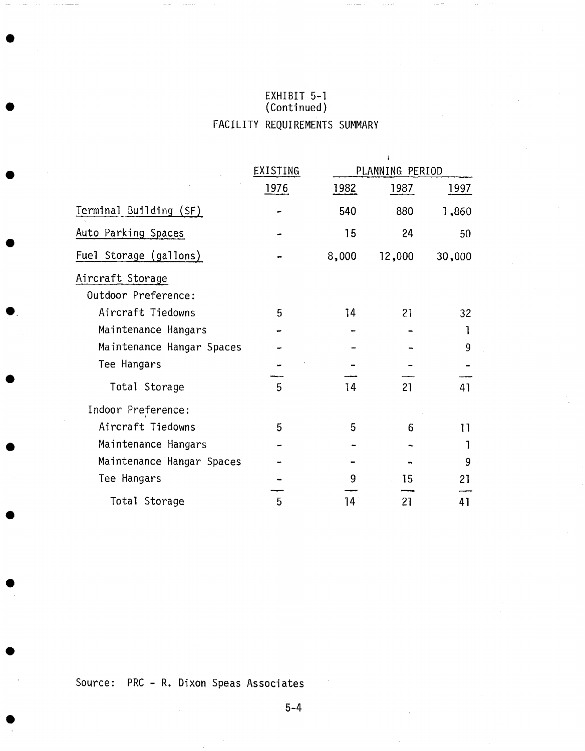# EXHIBIT 5-1
(Continued)

## FACILITY REQUIREMENTS SUMMARY

| | EXISTING | PLANNING PERIOD | | |
|---|---|---|---|---|
| | 1976 | 1982 | 1987 | 1997 |
| Terminal Building (SF) | - | 540 | 880 | 1,860 |
| Auto Parking Spaces | - | 15 | 24 | 50 |
| Fuel Storage (gallons) | - | 8,000 | 12,000 | 30,000 |
| **Aircraft Storage** | | | | |
| Outdoor Preference: | | | | |
| Aircraft Tiedowns | 5 | 14 | 21 | 32 |
| Maintenance Hangars | - | - | - | 1 |
| Maintenance Hangar Spaces | - | - | - | 9 |
| Tee Hangars | - | - | - | - |
| Total Storage | 5 | 14 | 21 | 41 |
| Indoor Preference: | | | | |
| Aircraft Tiedowns | 5 | 5 | 6 | 11 |
| Maintenance Hangars | - | - | - | 1 |
| Maintenance Hangar Spaces | - | - | - | 9 |
| Tee Hangars | - | 9 | 15 | 21 |
| Total Storage | 5 | 14 | 21 | 41 |

Source: PRC - R. Dixon Speas Associates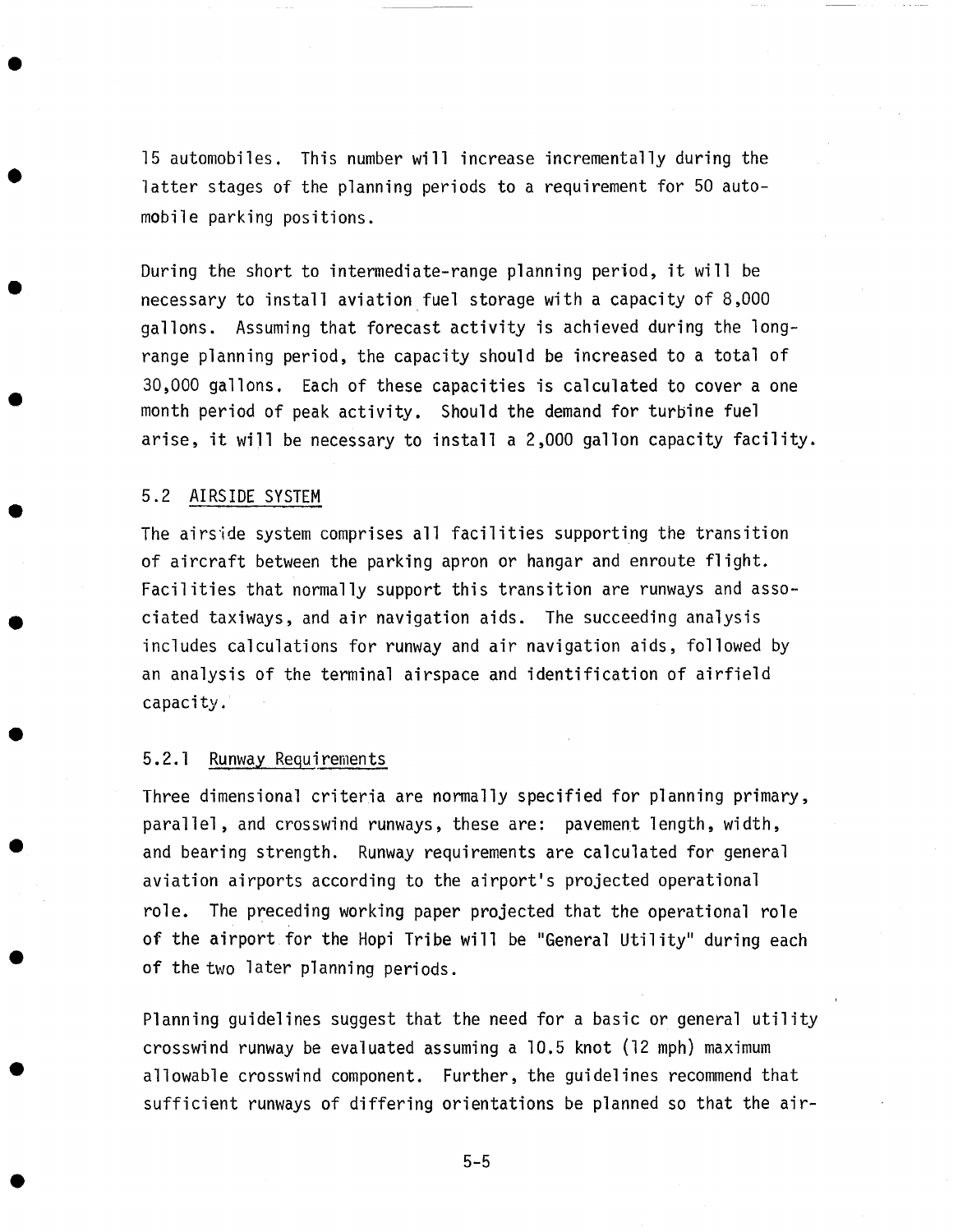15 automobiles. This number will increase incrementally during the latter stages of the planning periods to a requirement for 50 automobile parking positions.

During the short to intermediate-range planning period, it will be necessary to install aviation fuel storage with a capacity of 8,000 gallons. Assuming that forecast activity is achieved during the long-range planning period, the capacity should be increased to a total of 30,000 gallons. Each of these capacities is calculated to cover a one month period of peak activity. Should the demand for turbine fuel arise, it will be necessary to install a 2,000 gallon capacity facility.

## 5.2 AIRSIDE SYSTEM

The airside system comprises all facilities supporting the transition of aircraft between the parking apron or hangar and enroute flight. Facilities that normally support this transition are runways and associated taxiways, and air navigation aids. The succeeding analysis includes calculations for runway and air navigation aids, followed by an analysis of the terminal airspace and identification of airfield capacity.

### 5.2.1 Runway Requirements

Three dimensional criteria are normally specified for planning primary, parallel, and crosswind runways, these are: pavement length, width, and bearing strength. Runway requirements are calculated for general aviation airports according to the airport's projected operational role. The preceding working paper projected that the operational role of the airport for the Hopi Tribe will be "General Utility" during each of the two later planning periods.

Planning guidelines suggest that the need for a basic or general utility crosswind runway be evaluated assuming a 10.5 knot (12 mph) maximum allowable crosswind component. Further, the guidelines recommend that sufficient runways of differing orientations be planned so that the air-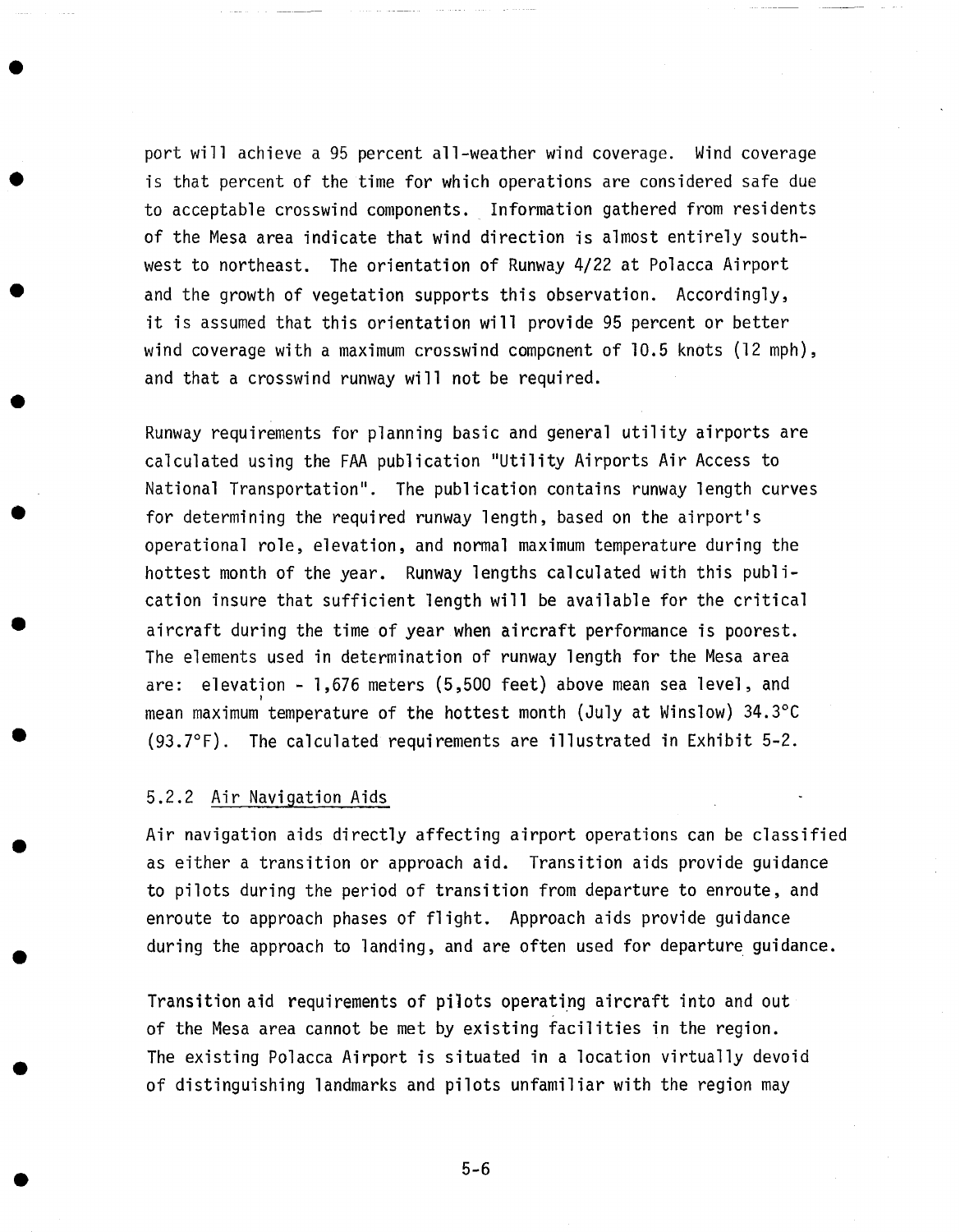port will achieve a 95 percent all-weather wind coverage. Wind coverage is that percent of the time for which operations are considered safe due to acceptable crosswind components. Information gathered from residents of the Mesa area indicate that wind direction is almost entirely southwest to northeast. The orientation of Runway 4/22 at Polacca Airport and the growth of vegetation supports this observation. Accordingly, it is assumed that this orientation will provide 95 percent or better wind coverage with a maximum crosswind component of 10.5 knots (12 mph), and that a crosswind runway will not be required.

Runway requirements for planning basic and general utility airports are calculated using the FAA publication "Utility Airports Air Access to National Transportation". The publication contains runway length curves for determining the required runway length, based on the airport's operational role, elevation, and normal maximum temperature during the hottest month of the year. Runway lengths calculated with this publication insure that sufficient length will be available for the critical aircraft during the time of year when aircraft performance is poorest. The elements used in determination of runway length for the Mesa area are: elevation - 1,676 meters (5,500 feet) above mean sea level, and mean maximum temperature of the hottest month (July at Winslow) 34.3°C (93.7°F). The calculated requirements are illustrated in Exhibit 5-2.

### 5.2.2 Air Navigation Aids

Air navigation aids directly affecting airport operations can be classified as either a transition or approach aid. Transition aids provide guidance to pilots during the period of transition from departure to enroute, and enroute to approach phases of flight. Approach aids provide guidance during the approach to landing, and are often used for departure guidance.

Transition aid requirements of pilots operating aircraft into and out of the Mesa area cannot be met by existing facilities in the region. The existing Polacca Airport is situated in a location virtually devoid of distinguishing landmarks and pilots unfamiliar with the region may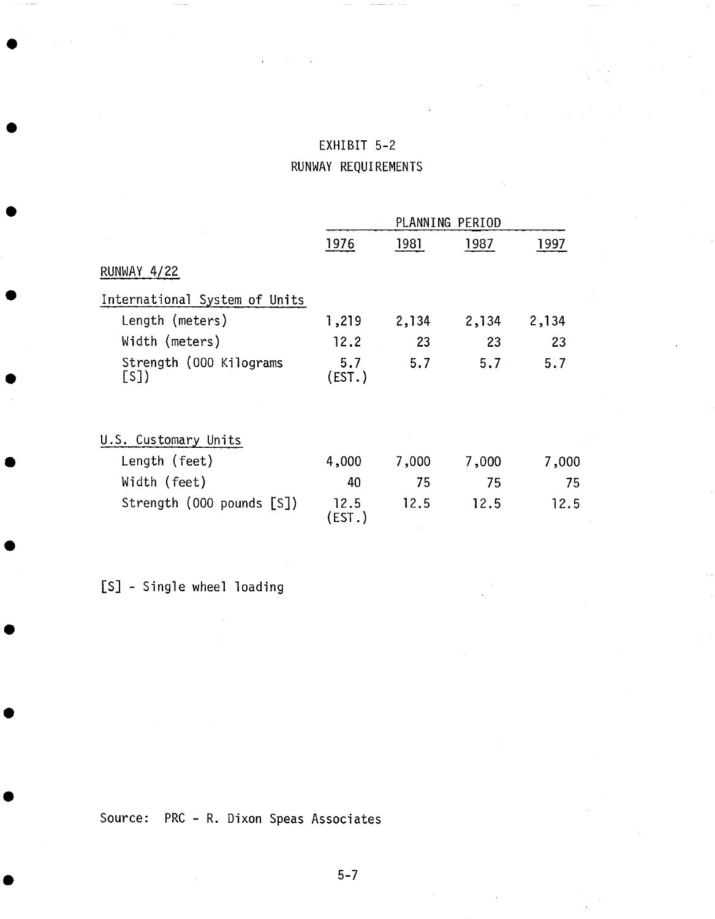# EXHIBIT 5-2

## RUNWAY REQUIREMENTS

| | PLANNING PERIOD | | | |
|---|---|---|---|---|
| | 1976 | 1981 | 1987 | 1997 |
| **RUNWAY 4/22** | | | | |
| International System of Units | | | | |
| Length (meters) | 1,219 | 2,134 | 2,134 | 2,134 |
| Width (meters) | 12.2 | 23 | 23 | 23 |
| Strength (000 Kilograms [S]) | 5.7 (EST.) | 5.7 | 5.7 | 5.7 |
| U.S. Customary Units | | | | |
| Length (feet) | 4,000 | 7,000 | 7,000 | 7,000 |
| Width (feet) | 40 | 75 | 75 | 75 |
| Strength (000 pounds [S]) | 12.5 (EST.) | 12.5 | 12.5 | 12.5 |

[S] - Single wheel loading

Source: PRC - R. Dixon Speas Associates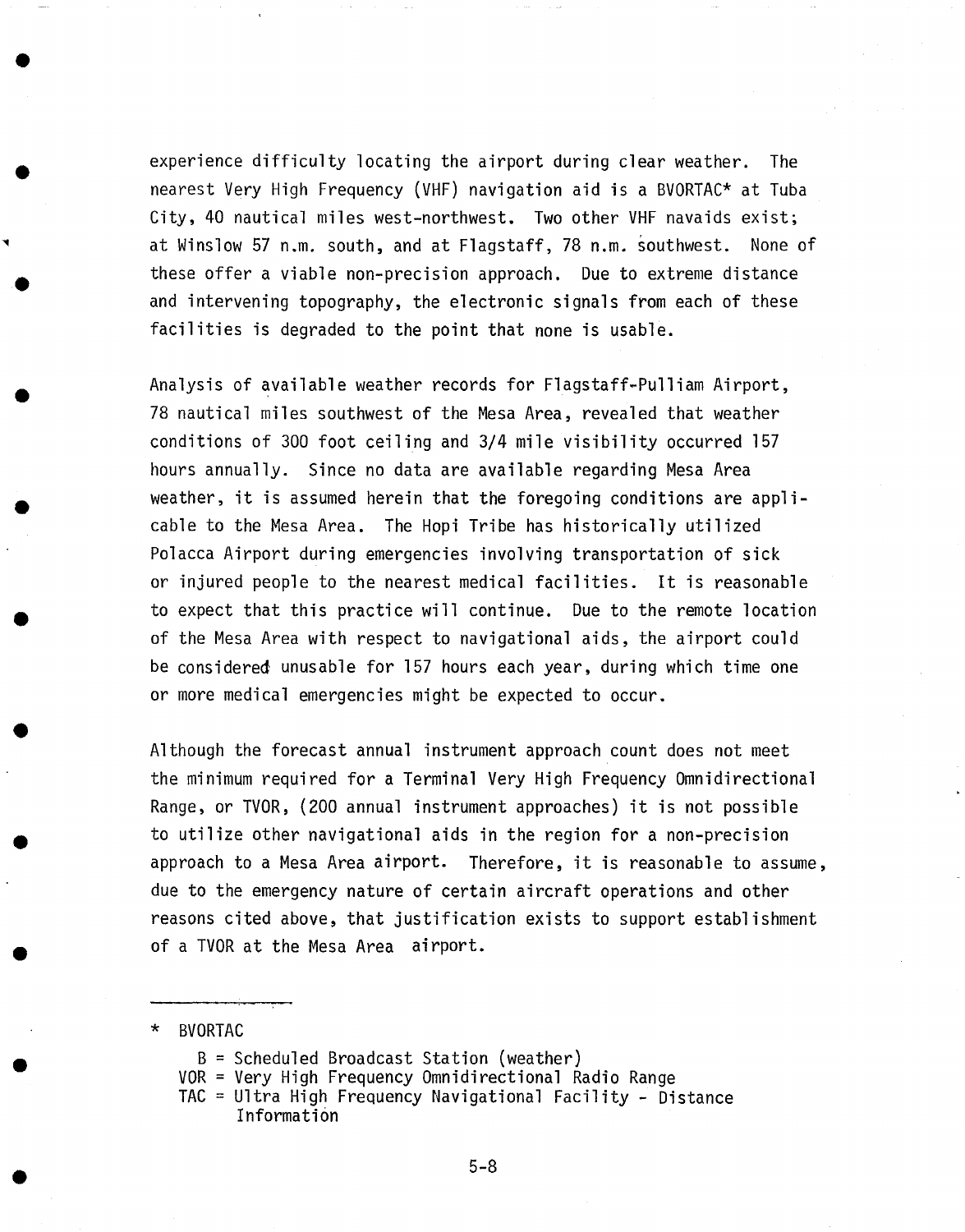experience difficulty locating the airport during clear weather. The nearest Very High Frequency (VHF) navigation aid is a BVORTAC* at Tuba City, 40 nautical miles west-northwest. Two other VHF navaids exist; at Winslow 57 n.m. south, and at Flagstaff, 78 n.m. southwest. None of these offer a viable non-precision approach. Due to extreme distance and intervening topography, the electronic signals from each of these facilities is degraded to the point that none is usable.

Analysis of available weather records for Flagstaff-Pulliam Airport, 78 nautical miles southwest of the Mesa Area, revealed that weather conditions of 300 foot ceiling and 3/4 mile visibility occurred 157 hours annually. Since no data are available regarding Mesa Area weather, it is assumed herein that the foregoing conditions are applicable to the Mesa Area. The Hopi Tribe has historically utilized Polacca Airport during emergencies involving transportation of sick or injured people to the nearest medical facilities. It is reasonable to expect that this practice will continue. Due to the remote location of the Mesa Area with respect to navigational aids, the airport could be considered unusable for 157 hours each year, during which time one or more medical emergencies might be expected to occur.

Although the forecast annual instrument approach count does not meet the minimum required for a Terminal Very High Frequency Omnidirectional Range, or TVOR, (200 annual instrument approaches) it is not possible to utilize other navigational aids in the region for a non-precision approach to a Mesa Area airport. Therefore, it is reasonable to assume, due to the emergency nature of certain aircraft operations and other reasons cited above, that justification exists to support establishment of a TVOR at the Mesa Area airport.

---

\* BVORTAC

B = Scheduled Broadcast Station (weather)
VOR = Very High Frequency Omnidirectional Radio Range
TAC = Ultra High Frequency Navigational Facility - Distance Information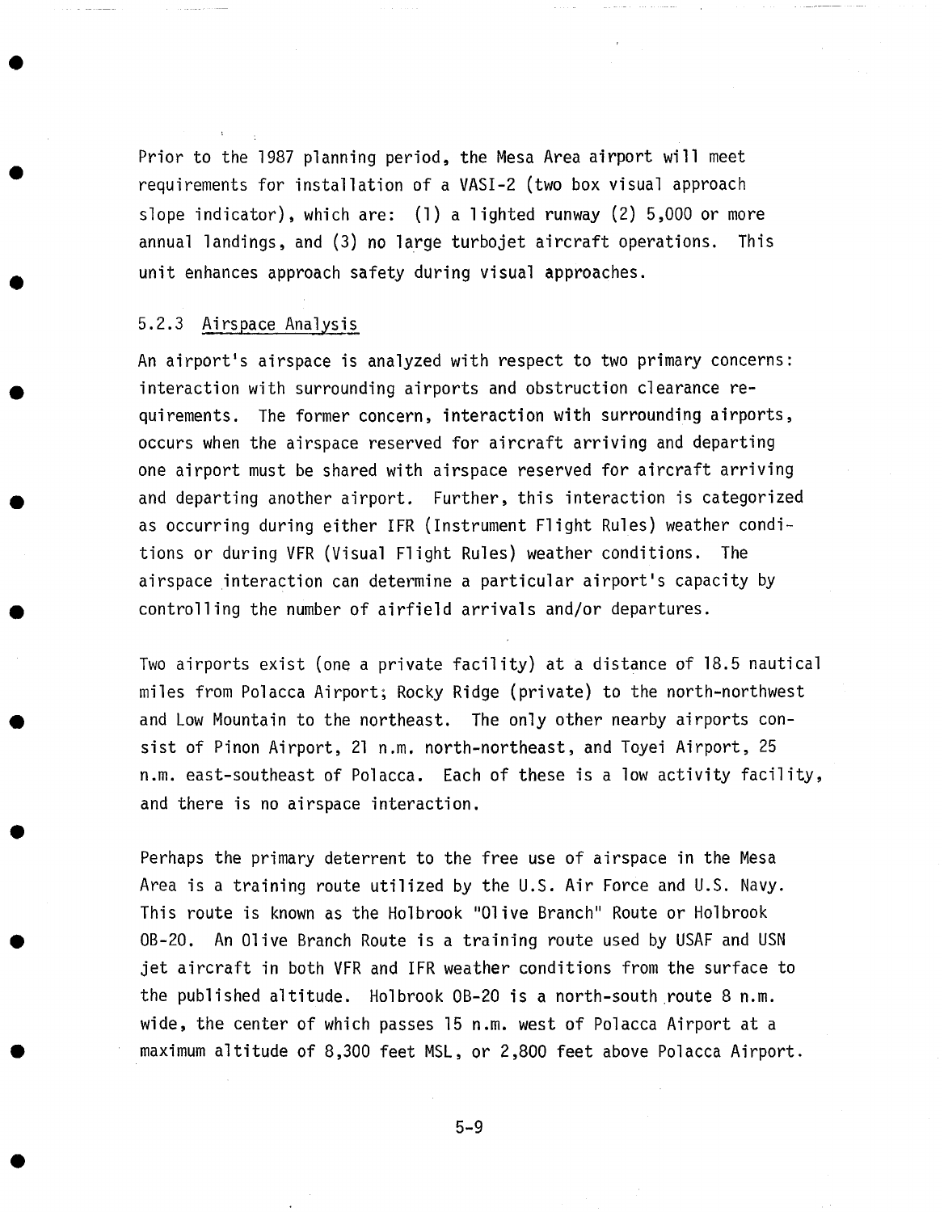Prior to the 1987 planning period, the Mesa Area airport will meet requirements for installation of a VASI-2 (two box visual approach slope indicator), which are: (1) a lighted runway (2) 5,000 or more annual landings, and (3) no large turbojet aircraft operations. This unit enhances approach safety during visual approaches.

### 5.2.3 Airspace Analysis

An airport's airspace is analyzed with respect to two primary concerns: interaction with surrounding airports and obstruction clearance requirements. The former concern, interaction with surrounding airports, occurs when the airspace reserved for aircraft arriving and departing one airport must be shared with airspace reserved for aircraft arriving and departing another airport. Further, this interaction is categorized as occurring during either IFR (Instrument Flight Rules) weather conditions or during VFR (Visual Flight Rules) weather conditions. The airspace interaction can determine a particular airport's capacity by controlling the number of airfield arrivals and/or departures.

Two airports exist (one a private facility) at a distance of 18.5 nautical miles from Polacca Airport; Rocky Ridge (private) to the north-northwest and Low Mountain to the northeast. The only other nearby airports consist of Pinon Airport, 21 n.m. north-northeast, and Toyei Airport, 25 n.m. east-southeast of Polacca. Each of these is a low activity facility, and there is no airspace interaction.

Perhaps the primary deterrent to the free use of airspace in the Mesa Area is a training route utilized by the U.S. Air Force and U.S. Navy. This route is known as the Holbrook "Olive Branch" Route or Holbrook OB-20. An Olive Branch Route is a training route used by USAF and USN jet aircraft in both VFR and IFR weather conditions from the surface to the published altitude. Holbrook OB-20 is a north-south route 8 n.m. wide, the center of which passes 15 n.m. west of Polacca Airport at a maximum altitude of 8,300 feet MSL, or 2,800 feet above Polacca Airport.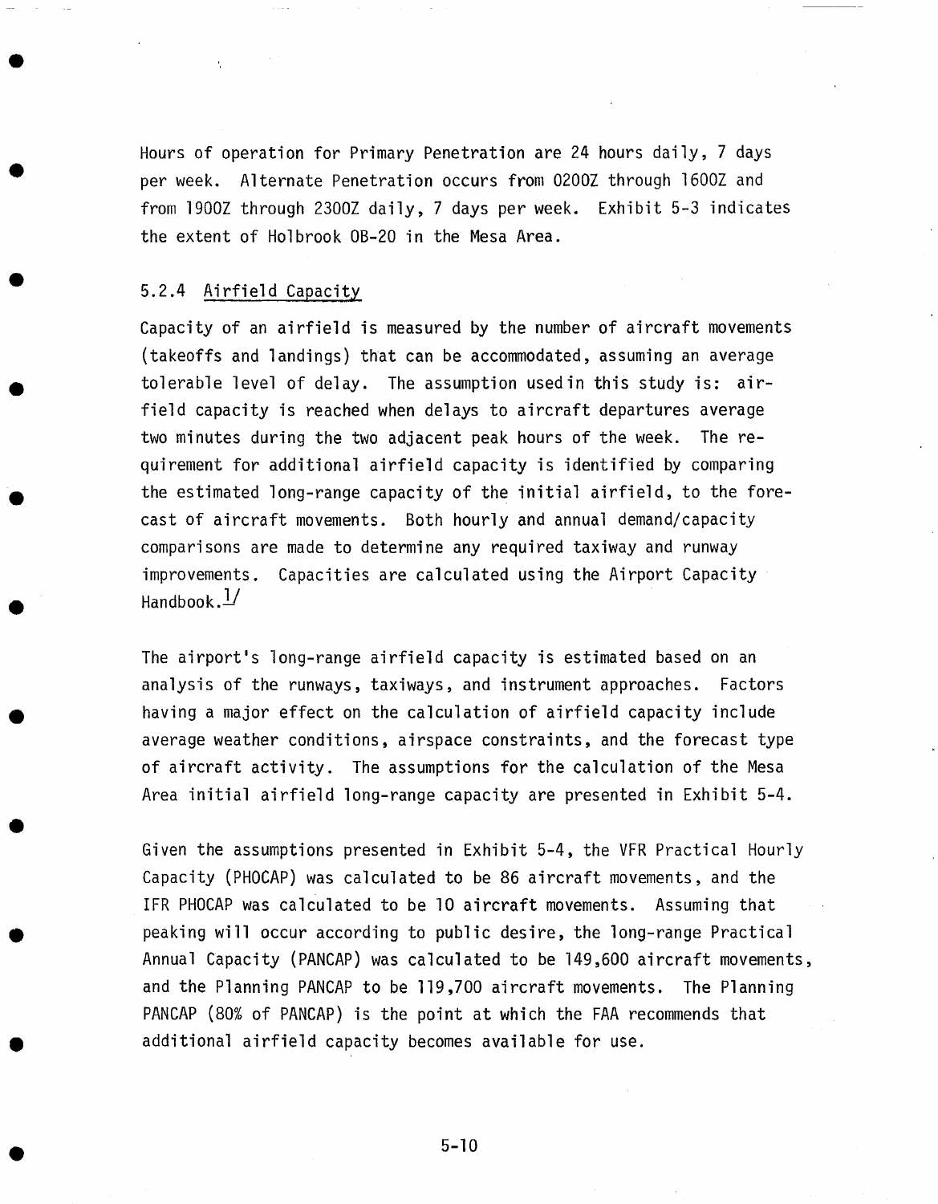Hours of operation for Primary Penetration are 24 hours daily, 7 days per week. Alternate Penetration occurs from 0200Z through 1600Z and from 1900Z through 2300Z daily, 7 days per week. Exhibit 5-3 indicates the extent of Holbrook OB-20 in the Mesa Area.

### 5.2.4 Airfield Capacity

Capacity of an airfield is measured by the number of aircraft movements (takeoffs and landings) that can be accommodated, assuming an average tolerable level of delay. The assumption used in this study is: airfield capacity is reached when delays to aircraft departures average two minutes during the two adjacent peak hours of the week. The requirement for additional airfield capacity is identified by comparing the estimated long-range capacity of the initial airfield, to the forecast of aircraft movements. Both hourly and annual demand/capacity comparisons are made to determine any required taxiway and runway improvements. Capacities are calculated using the Airport Capacity Handbook.[1]

The airport's long-range airfield capacity is estimated based on an analysis of the runways, taxiways, and instrument approaches. Factors having a major effect on the calculation of airfield capacity include average weather conditions, airspace constraints, and the forecast type of aircraft activity. The assumptions for the calculation of the Mesa Area initial airfield long-range capacity are presented in Exhibit 5-4.

Given the assumptions presented in Exhibit 5-4, the VFR Practical Hourly Capacity (PHOCAP) was calculated to be 86 aircraft movements, and the IFR PHOCAP was calculated to be 10 aircraft movements. Assuming that peaking will occur according to public desire, the long-range Practical Annual Capacity (PANCAP) was calculated to be 149,600 aircraft movements, and the Planning PANCAP to be 119,700 aircraft movements. The Planning PANCAP (80% of PANCAP) is the point at which the FAA recommends that additional airfield capacity becomes available for use.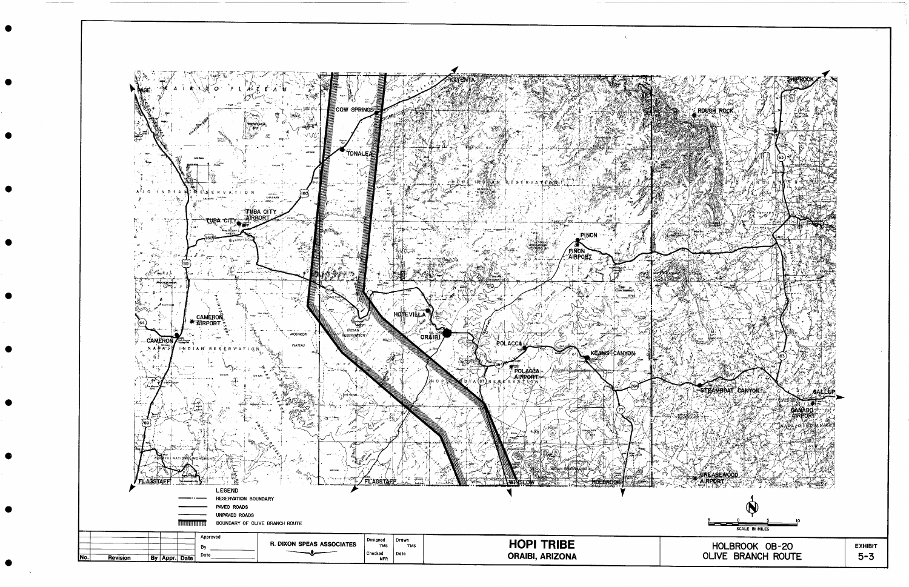LEGEND

- RESERVATION BOUNDARY
- PAVED ROADS
- UNPAVED ROADS
- BOUNDARY OF OLIVE BRANCH ROUTE

PAGE, KAIBITO PLATEAU, COW SPRINGS, KAYENTA, TONALEA, SHIPROCK, ROUGH ROCK, HOPI INDIAN RESERVATION, NAVAJO INDIAN RESERVATION, TUBA CITY, TUBA CITY AIRPORT, PINON, PINON AIRPORT, CAMERON AIRPORT, CAMERON, HOTEVILLA, ORAIBI, POLACCA, POLACCA AIRPORT, KEAMS CANYON, STEAMBOAT CANYON, GALLUP, GANADO AIRPORT, FLAGSTAFF, WINSLOW, HOLBROOK, GREASEWOOD AIRPORT, MOENKOPI PLATEAU

SCALE IN MILES: 5 0 5 10

| No. | Revision | By | Appr. | Date |
|---|---|---|---|---|
| | | | | |

Approved By ______ Date ______

R. DIXON SPEAS ASSOCIATES

Designed TMS | Drawn TMS | Checked MFR | Date

**HOPI TRIBE**
**ORAIBI, ARIZONA**

HOLBROOK OB-20
OLIVE BRANCH ROUTE

EXHIBIT 5-3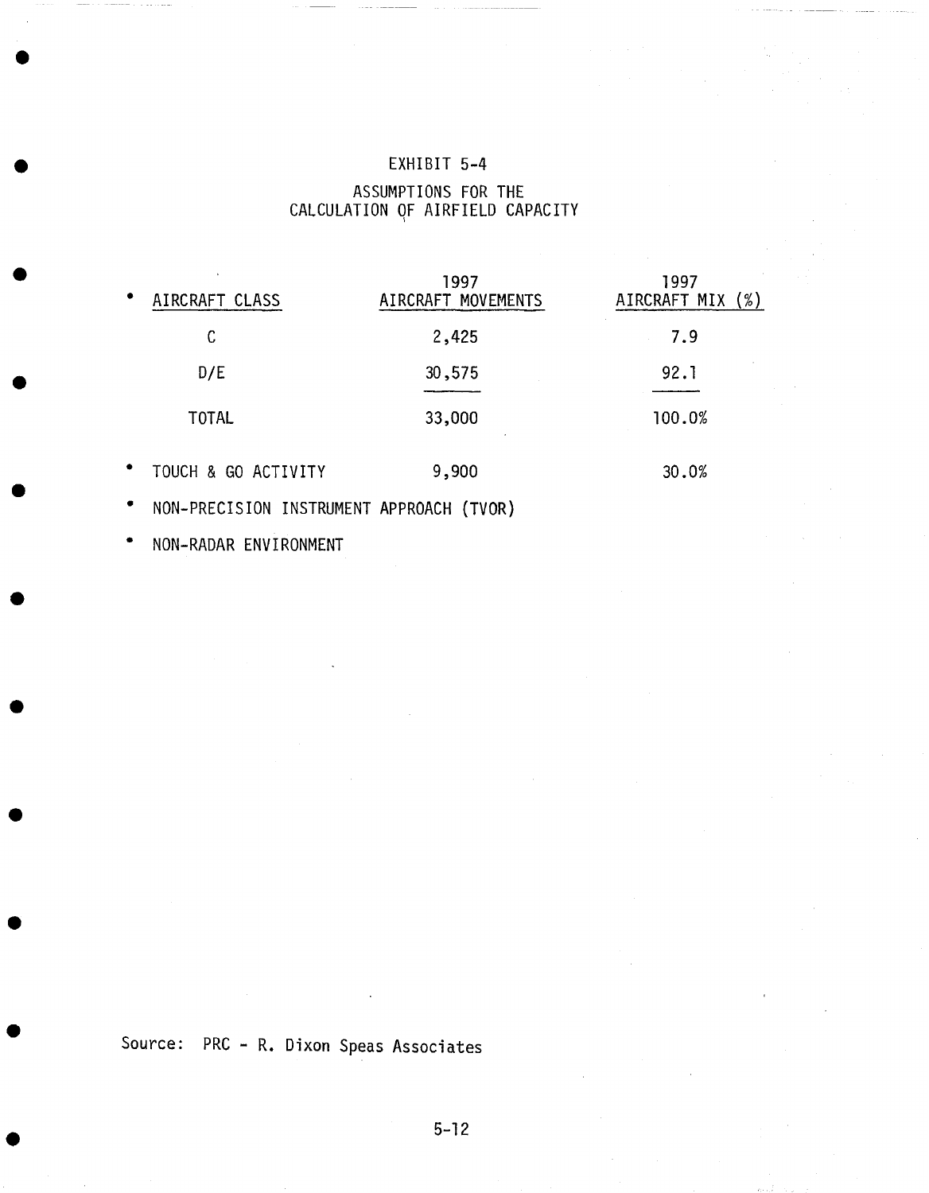# EXHIBIT 5-4

## ASSUMPTIONS FOR THE CALCULATION OF AIRFIELD CAPACITY

| • AIRCRAFT CLASS | 1997 AIRCRAFT MOVEMENTS | 1997 AIRCRAFT MIX (%) |
|---|---|---|
| C | 2,425 | 7.9 |
| D/E | 30,575 | 92.1 |
| TOTAL | 33,000 | 100.0% |
| • TOUCH & GO ACTIVITY | 9,900 | 30.0% |

- NON-PRECISION INSTRUMENT APPROACH (TVOR)
- NON-RADAR ENVIRONMENT

Source: PRC - R. Dixon Speas Associates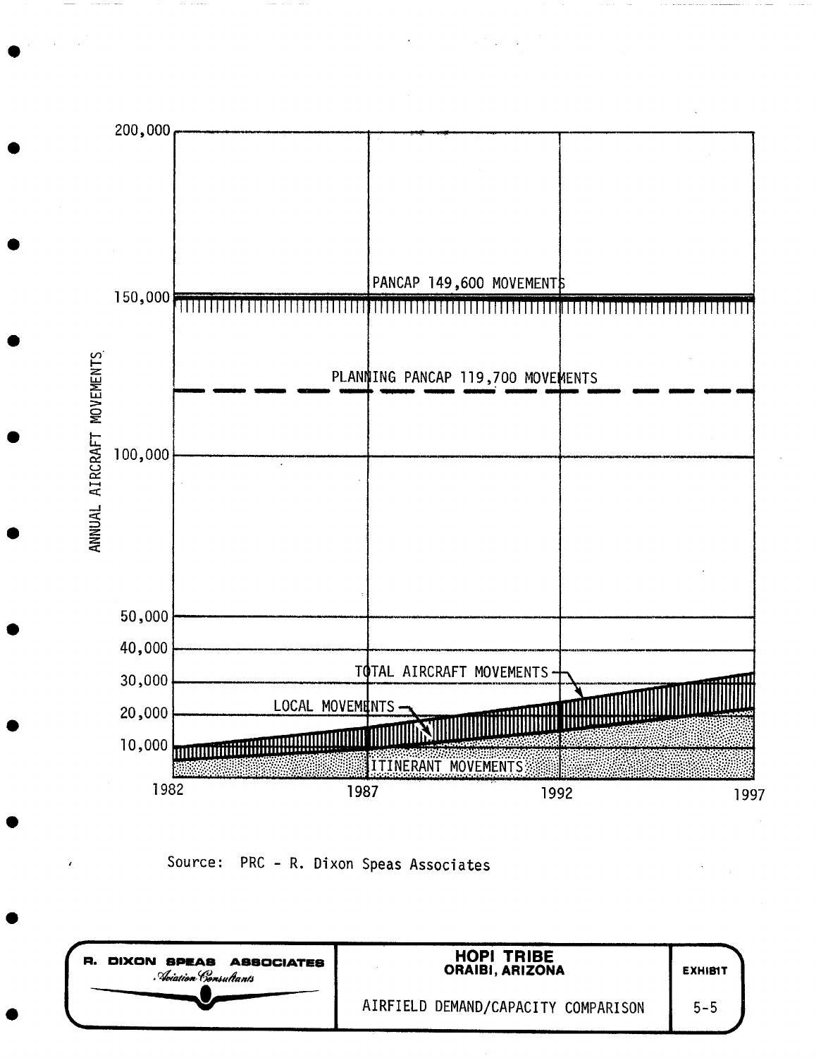200,000

PANCAP 149,600 MOVEMENTS

150,000

PLANNING PANCAP 119,700 MOVEMENTS

ANNUAL AIRCRAFT MOVEMENTS

100,000

50,000

40,000

TOTAL AIRCRAFT MOVEMENTS

30,000

LOCAL MOVEMENTS

20,000

10,000

ITINERANT MOVEMENTS

1982 1987 1992 1997

Source: PRC - R. Dixon Speas Associates

| R. DIXON SPEAS ASSOCIATES *Aviation Consultants* | **HOPI TRIBE** **ORAIBI, ARIZONA** | **EXHIBIT** |
|---|---|---|
| | AIRFIELD DEMAND/CAPACITY COMPARISON | 5-5 |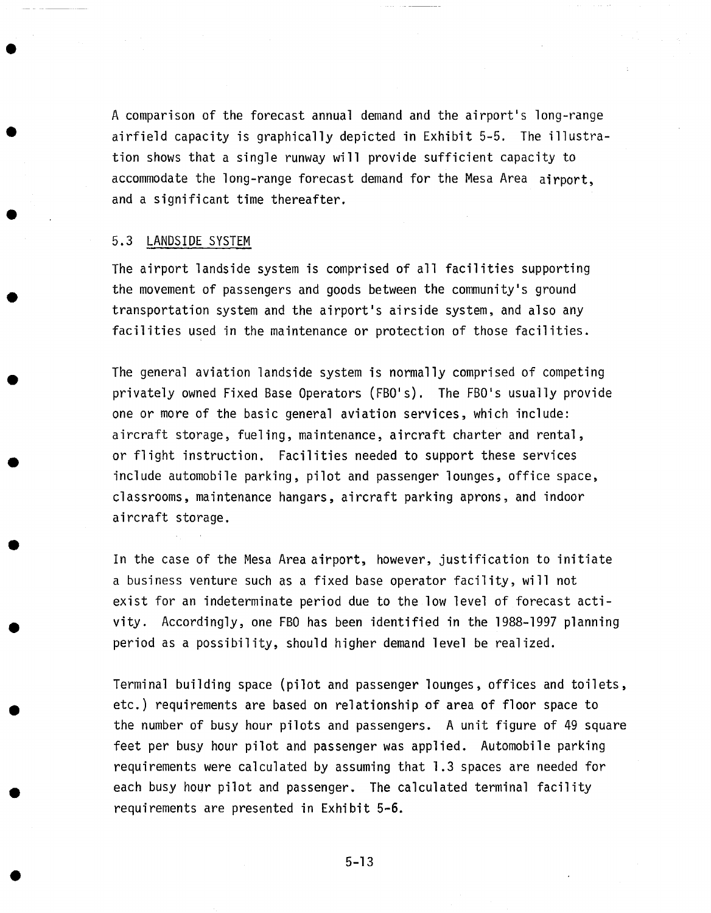A comparison of the forecast annual demand and the airport's long-range airfield capacity is graphically depicted in Exhibit 5-5. The illustration shows that a single runway will provide sufficient capacity to accommodate the long-range forecast demand for the Mesa Area airport, and a significant time thereafter.

## 5.3 LANDSIDE SYSTEM

The airport landside system is comprised of all facilities supporting the movement of passengers and goods between the community's ground transportation system and the airport's airside system, and also any facilities used in the maintenance or protection of those facilities.

The general aviation landside system is normally comprised of competing privately owned Fixed Base Operators (FBO's). The FBO's usually provide one or more of the basic general aviation services, which include: aircraft storage, fueling, maintenance, aircraft charter and rental, or flight instruction. Facilities needed to support these services include automobile parking, pilot and passenger lounges, office space, classrooms, maintenance hangars, aircraft parking aprons, and indoor aircraft storage.

In the case of the Mesa Area airport, however, justification to initiate a business venture such as a fixed base operator facility, will not exist for an indeterminate period due to the low level of forecast activity. Accordingly, one FBO has been identified in the 1988-1997 planning period as a possibility, should higher demand level be realized.

Terminal building space (pilot and passenger lounges, offices and toilets, etc.) requirements are based on relationship of area of floor space to the number of busy hour pilots and passengers. A unit figure of 49 square feet per busy hour pilot and passenger was applied. Automobile parking requirements were calculated by assuming that 1.3 spaces are needed for each busy hour pilot and passenger. The calculated terminal facility requirements are presented in Exhibit 5-6.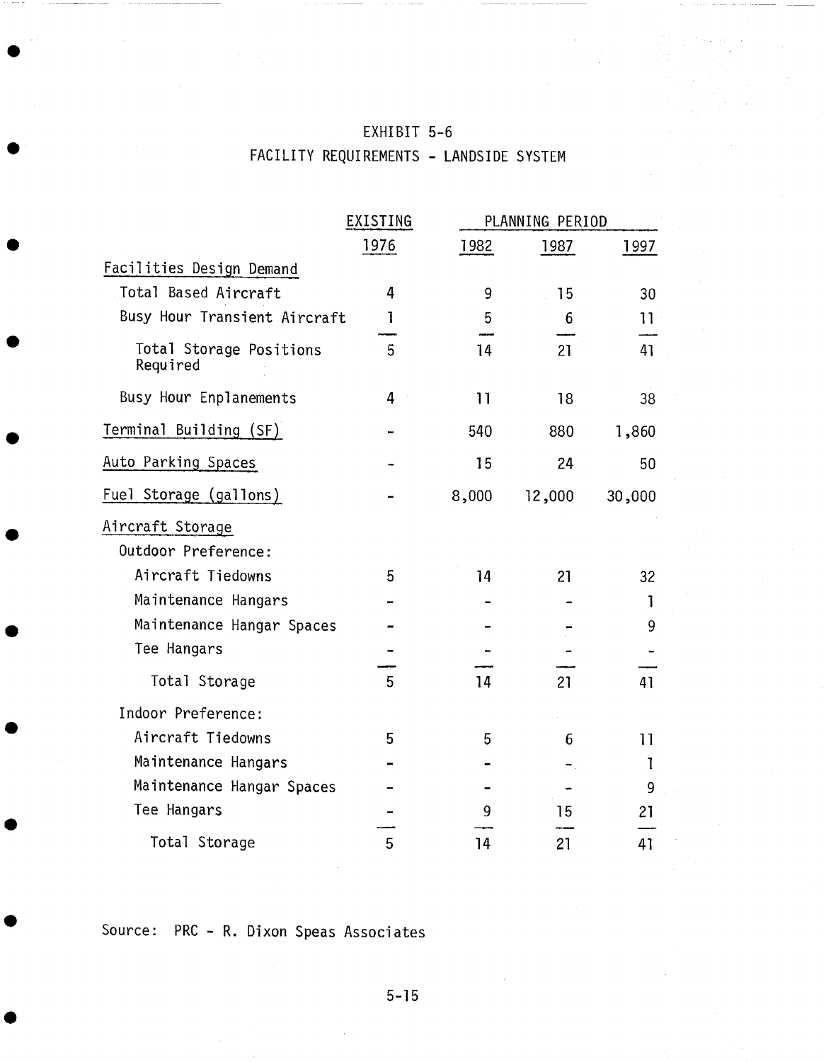# EXHIBIT 5-6

## FACILITY REQUIREMENTS - LANDSIDE SYSTEM

| | EXISTING | PLANNING PERIOD | | |
|---|---|---|---|---|
| | 1976 | 1982 | 1987 | 1997 |
| **Facilities Design Demand** | | | | |
| Total Based Aircraft | 4 | 9 | 15 | 30 |
| Busy Hour Transient Aircraft | 1 | 5 | 6 | 11 |
| Total Storage Positions Required | 5 | 14 | 21 | 41 |
| Busy Hour Enplanements | 4 | 11 | 18 | 38 |
| **Terminal Building (SF)** | - | 540 | 880 | 1,860 |
| **Auto Parking Spaces** | - | 15 | 24 | 50 |
| **Fuel Storage (gallons)** | - | 8,000 | 12,000 | 30,000 |
| **Aircraft Storage** | | | | |
| Outdoor Preference: | | | | |
| Aircraft Tiedowns | 5 | 14 | 21 | 32 |
| Maintenance Hangars | - | - | - | 1 |
| Maintenance Hangar Spaces | - | - | - | 9 |
| Tee Hangars | - | - | - | - |
| Total Storage | 5 | 14 | 21 | 41 |
| Indoor Preference: | | | | |
| Aircraft Tiedowns | 5 | 5 | 6 | 11 |
| Maintenance Hangars | - | - | - | 1 |
| Maintenance Hangar Spaces | - | - | - | 9 |
| Tee Hangars | - | 9 | 15 | 21 |
| Total Storage | 5 | 14 | 21 | 41 |

Source: PRC - R. Dixon Speas Associates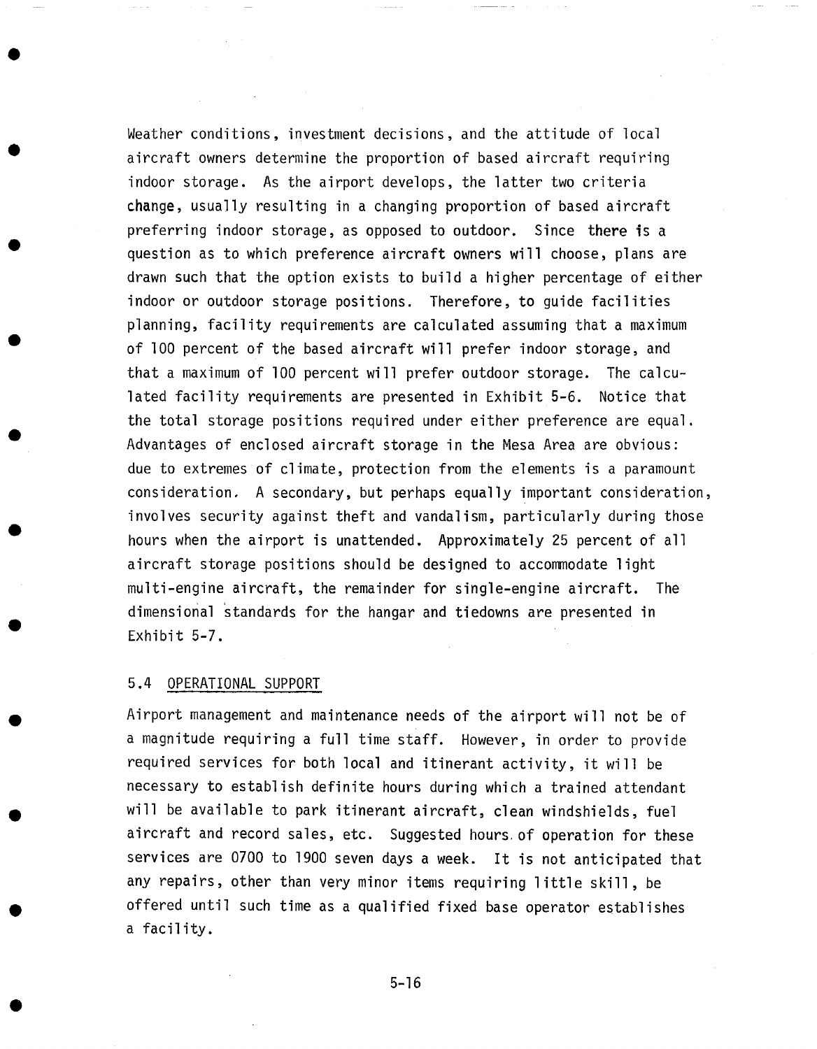Weather conditions, investment decisions, and the attitude of local aircraft owners determine the proportion of based aircraft requiring indoor storage. As the airport develops, the latter two criteria change, usually resulting in a changing proportion of based aircraft preferring indoor storage, as opposed to outdoor. Since there is a question as to which preference aircraft owners will choose, plans are drawn such that the option exists to build a higher percentage of either indoor or outdoor storage positions. Therefore, to guide facilities planning, facility requirements are calculated assuming that a maximum of 100 percent of the based aircraft will prefer indoor storage, and that a maximum of 100 percent will prefer outdoor storage. The calculated facility requirements are presented in Exhibit 5-6. Notice that the total storage positions required under either preference are equal. Advantages of enclosed aircraft storage in the Mesa Area are obvious: due to extremes of climate, protection from the elements is a paramount consideration. A secondary, but perhaps equally important consideration, involves security against theft and vandalism, particularly during those hours when the airport is unattended. Approximately 25 percent of all aircraft storage positions should be designed to accommodate light multi-engine aircraft, the remainder for single-engine aircraft. The dimensional standards for the hangar and tiedowns are presented in Exhibit 5-7.

## 5.4 OPERATIONAL SUPPORT

Airport management and maintenance needs of the airport will not be of a magnitude requiring a full time staff. However, in order to provide required services for both local and itinerant activity, it will be necessary to establish definite hours during which a trained attendant will be available to park itinerant aircraft, clean windshields, fuel aircraft and record sales, etc. Suggested hours of operation for these services are 0700 to 1900 seven days a week. It is not anticipated that any repairs, other than very minor items requiring little skill, be offered until such time as a qualified fixed base operator establishes a facility.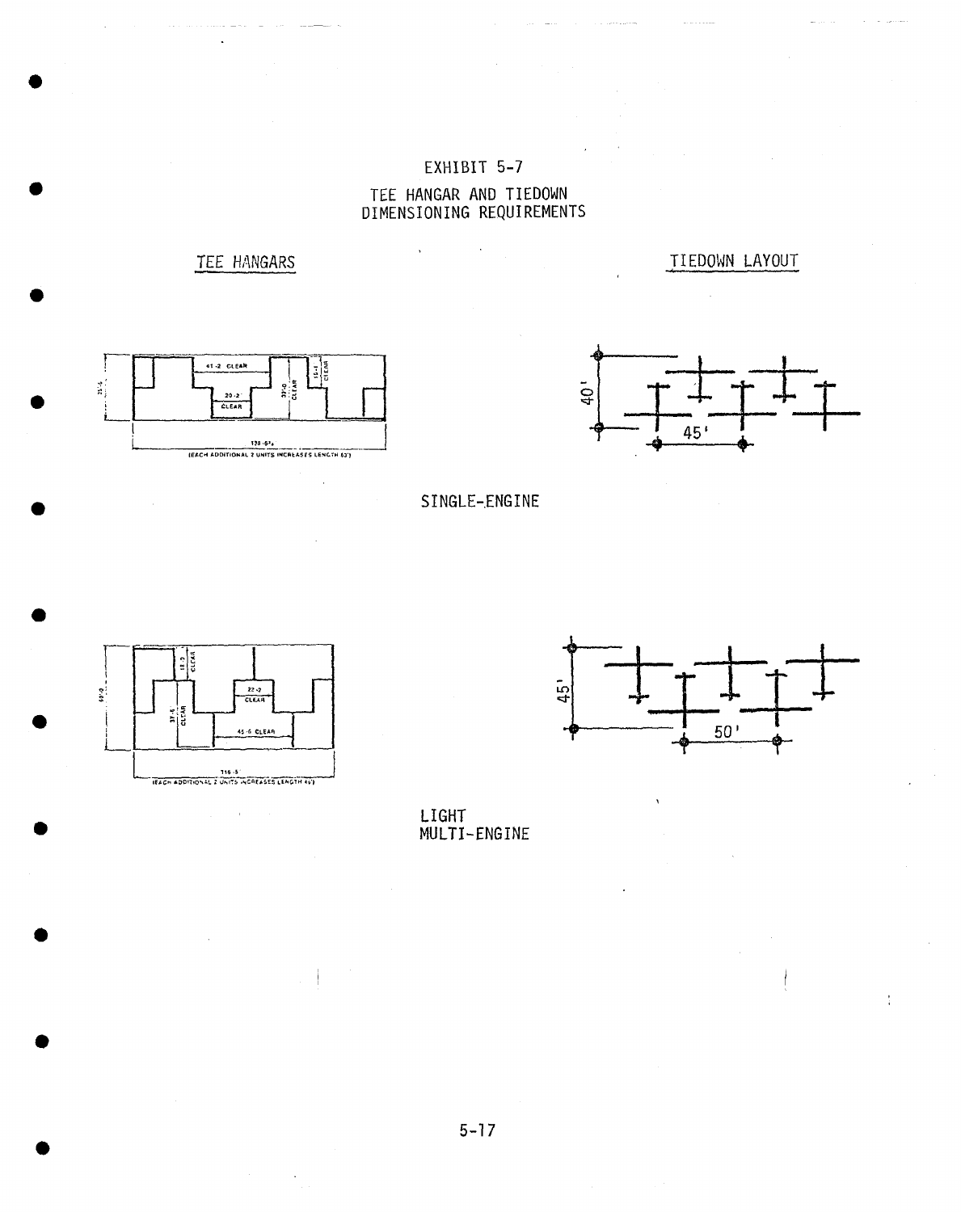# EXHIBIT 5-7

## TEE HANGAR AND TIEDOWN DIMENSIONING REQUIREMENTS

TEE HANGARS

TIEDOWN LAYOUT

41'-2" CLEAR

20'-2" CLEAR

37'-0" CLEAR

15'-1" CLEAR

35'-½"

138'-6¾"

(EACH ADDITIONAL 2 UNITS INCREASES LENGTH 63')

40'

45'

SINGLE-ENGINE

18'-2" CLEAR

22'-2" CLEAR

37'-6" CLEAR

45'-6" CLEAR

49'-0"

116'-5"

(EACH ADDITIONAL 2 UNITS INCREASES LENGTH 45')

45'

50'

LIGHT MULTI-ENGINE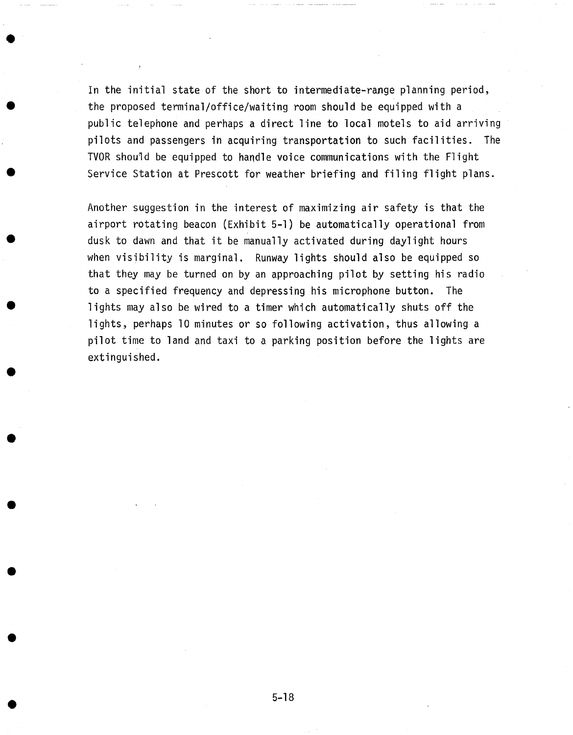In the initial state of the short to intermediate-range planning period, the proposed terminal/office/waiting room should be equipped with a public telephone and perhaps a direct line to local motels to aid arriving pilots and passengers in acquiring transportation to such facilities. The TVOR should be equipped to handle voice communications with the Flight Service Station at Prescott for weather briefing and filing flight plans.

Another suggestion in the interest of maximizing air safety is that the airport rotating beacon (Exhibit 5-1) be automatically operational from dusk to dawn and that it be manually activated during daylight hours when visibility is marginal. Runway lights should also be equipped so that they may be turned on by an approaching pilot by setting his radio to a specified frequency and depressing his microphone button. The lights may also be wired to a timer which automatically shuts off the lights, perhaps 10 minutes or so following activation, thus allowing a pilot time to land and taxi to a parking position before the lights are extinguished.